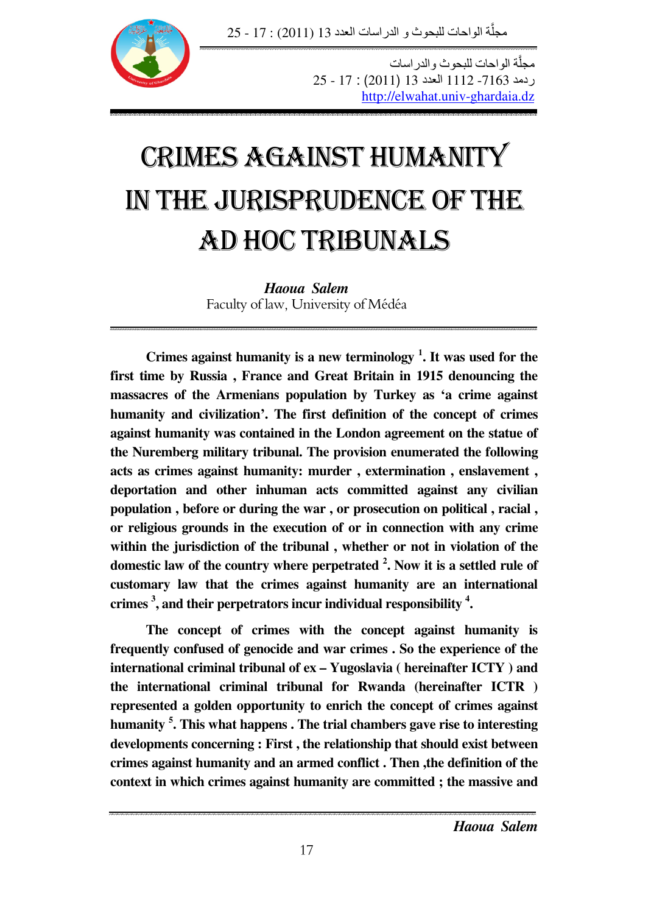مجلّة الواحات للبحوث والدراسات
ردمد 7163- 1112 العدد 13 (2011) : 17 - 25
http://elwahat.univ-ghardaia.dz

# CRIMES AGAINST HUMANITY IN THE JURISPRUDENCE OF THE AD HOC TRIBUNALS

***Haoua Salem***
Faculty of law, University of Médéa

**Crimes against humanity is a new terminology [1]. It was used for the first time by Russia , France and Great Britain in 1915 denouncing the massacres of the Armenians population by Turkey as 'a crime against humanity and civilization'. The first definition of the concept of crimes against humanity was contained in the London agreement on the statue of the Nuremberg military tribunal. The provision enumerated the following acts as crimes against humanity: murder , extermination , enslavement , deportation and other inhuman acts committed against any civilian population , before or during the war , or prosecution on political , racial , or religious grounds in the execution of or in connection with any crime within the jurisdiction of the tribunal , whether or not in violation of the domestic law of the country where perpetrated [2]. Now it is a settled rule of customary law that the crimes against humanity are an international crimes [3], and their perpetrators incur individual responsibility [4].**

**The concept of crimes with the concept against humanity is frequently confused of genocide and war crimes . So the experience of the international criminal tribunal of ex – Yugoslavia ( hereinafter ICTY ) and the international criminal tribunal for Rwanda (hereinafter ICTR ) represented a golden opportunity to enrich the concept of crimes against humanity [5]. This what happens . The trial chambers gave rise to interesting developments concerning : First , the relationship that should exist between crimes against humanity and an armed conflict . Then ,the definition of the context in which crimes against humanity are committed ; the massive and**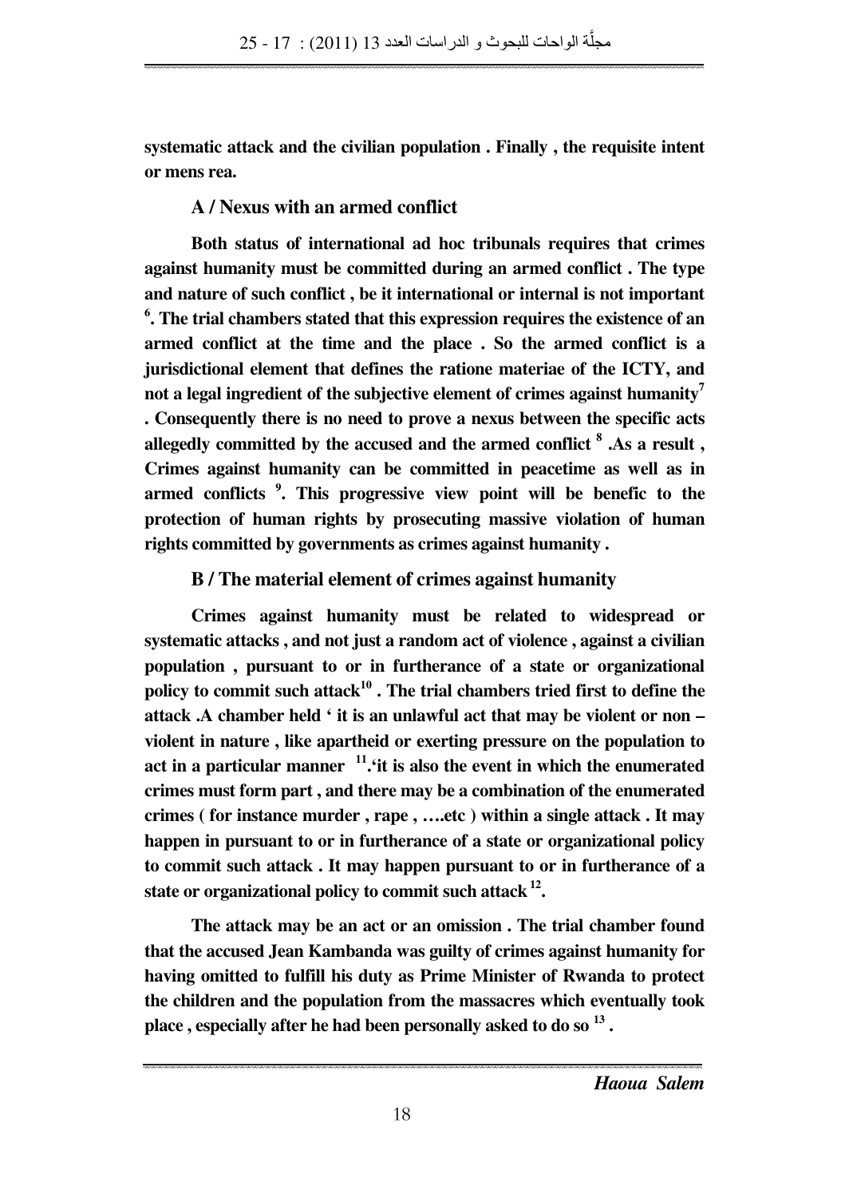**systematic attack and the civilian population . Finally , the requisite intent or mens rea.**

### A / Nexus with an armed conflict

**Both status of international ad hoc tribunals requires that crimes against humanity must be committed during an armed conflict . The type and nature of such conflict , be it international or internal is not important [6]. The trial chambers stated that this expression requires the existence of an armed conflict at the time and the place . So the armed conflict is a jurisdictional element that defines the ratione materiae of the ICTY, and not a legal ingredient of the subjective element of crimes against humanity[7] . Consequently there is no need to prove a nexus between the specific acts allegedly committed by the accused and the armed conflict [8] .As a result , Crimes against humanity can be committed in peacetime as well as in armed conflicts [9]. This progressive view point will be benefic to the protection of human rights by prosecuting massive violation of human rights committed by governments as crimes against humanity .**

### B / The material element of crimes against humanity

**Crimes against humanity must be related to widespread or systematic attacks , and not just a random act of violence , against a civilian population , pursuant to or in furtherance of a state or organizational policy to commit such attack[10] . The trial chambers tried first to define the attack .A chamber held ' it is an unlawful act that may be violent or non – violent in nature , like apartheid or exerting pressure on the population to act in a particular manner [11].'it is also the event in which the enumerated crimes must form part , and there may be a combination of the enumerated crimes ( for instance murder , rape , ….etc ) within a single attack . It may happen in pursuant to or in furtherance of a state or organizational policy to commit such attack . It may happen pursuant to or in furtherance of a state or organizational policy to commit such attack [12].**

**The attack may be an act or an omission . The trial chamber found that the accused Jean Kambanda was guilty of crimes against humanity for having omitted to fulfill his duty as Prime Minister of Rwanda to protect the children and the population from the massacres which eventually took place , especially after he had been personally asked to do so [13] .**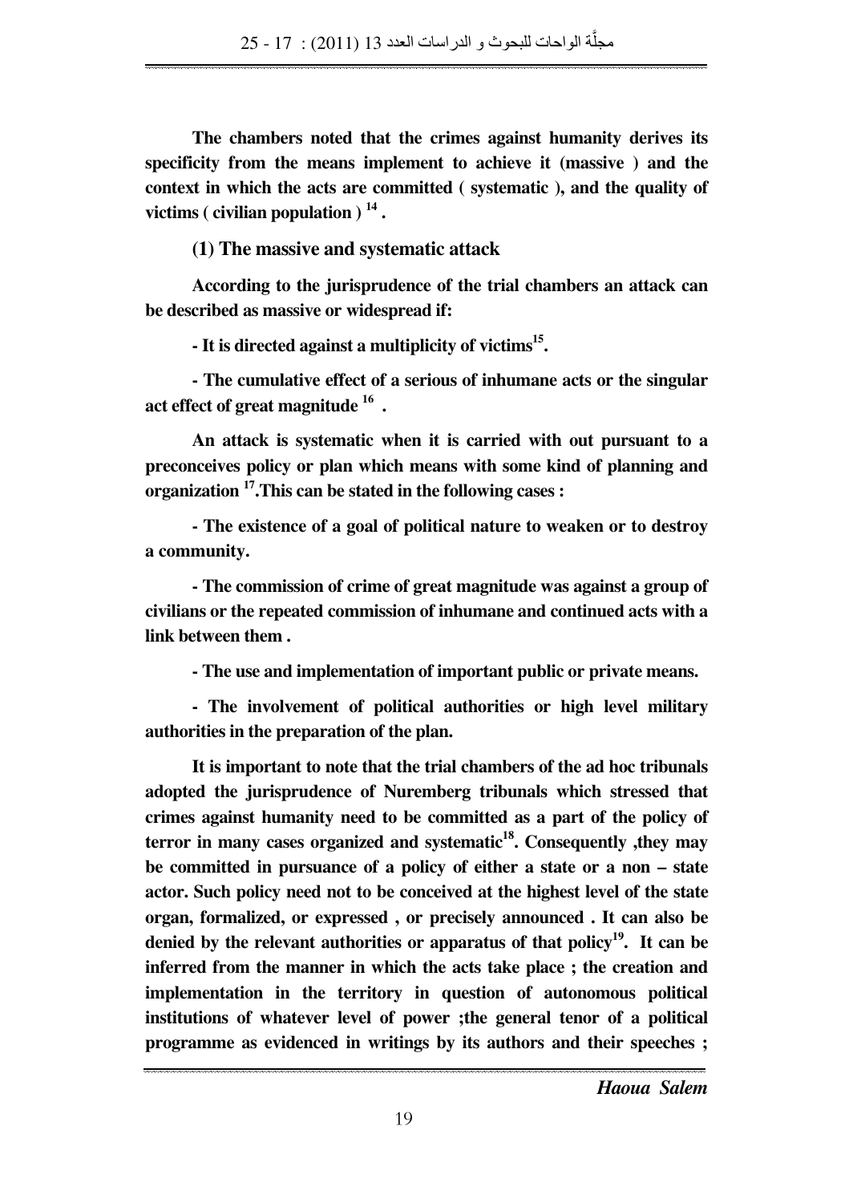**The chambers noted that the crimes against humanity derives its specificity from the means implement to achieve it (massive ) and the context in which the acts are committed ( systematic ), and the quality of victims ( civilian population ) [14] .**

**(1) The massive and systematic attack**

**According to the jurisprudence of the trial chambers an attack can be described as massive or widespread if:**

**- It is directed against a multiplicity of victims[15].**

**- The cumulative effect of a serious of inhumane acts or the singular act effect of great magnitude [16] .**

**An attack is systematic when it is carried with out pursuant to a preconceives policy or plan which means with some kind of planning and organization [17].This can be stated in the following cases :**

**- The existence of a goal of political nature to weaken or to destroy a community.**

**- The commission of crime of great magnitude was against a group of civilians or the repeated commission of inhumane and continued acts with a link between them .**

**- The use and implementation of important public or private means.**

**- The involvement of political authorities or high level military authorities in the preparation of the plan.**

**It is important to note that the trial chambers of the ad hoc tribunals adopted the jurisprudence of Nuremberg tribunals which stressed that crimes against humanity need to be committed as a part of the policy of terror in many cases organized and systematic[18]. Consequently ,they may be committed in pursuance of a policy of either a state or a non – state actor. Such policy need not to be conceived at the highest level of the state organ, formalized, or expressed , or precisely announced . It can also be denied by the relevant authorities or apparatus of that policy[19]. It can be inferred from the manner in which the acts take place ; the creation and implementation in the territory in question of autonomous political institutions of whatever level of power ;the general tenor of a political programme as evidenced in writings by its authors and their speeches ;**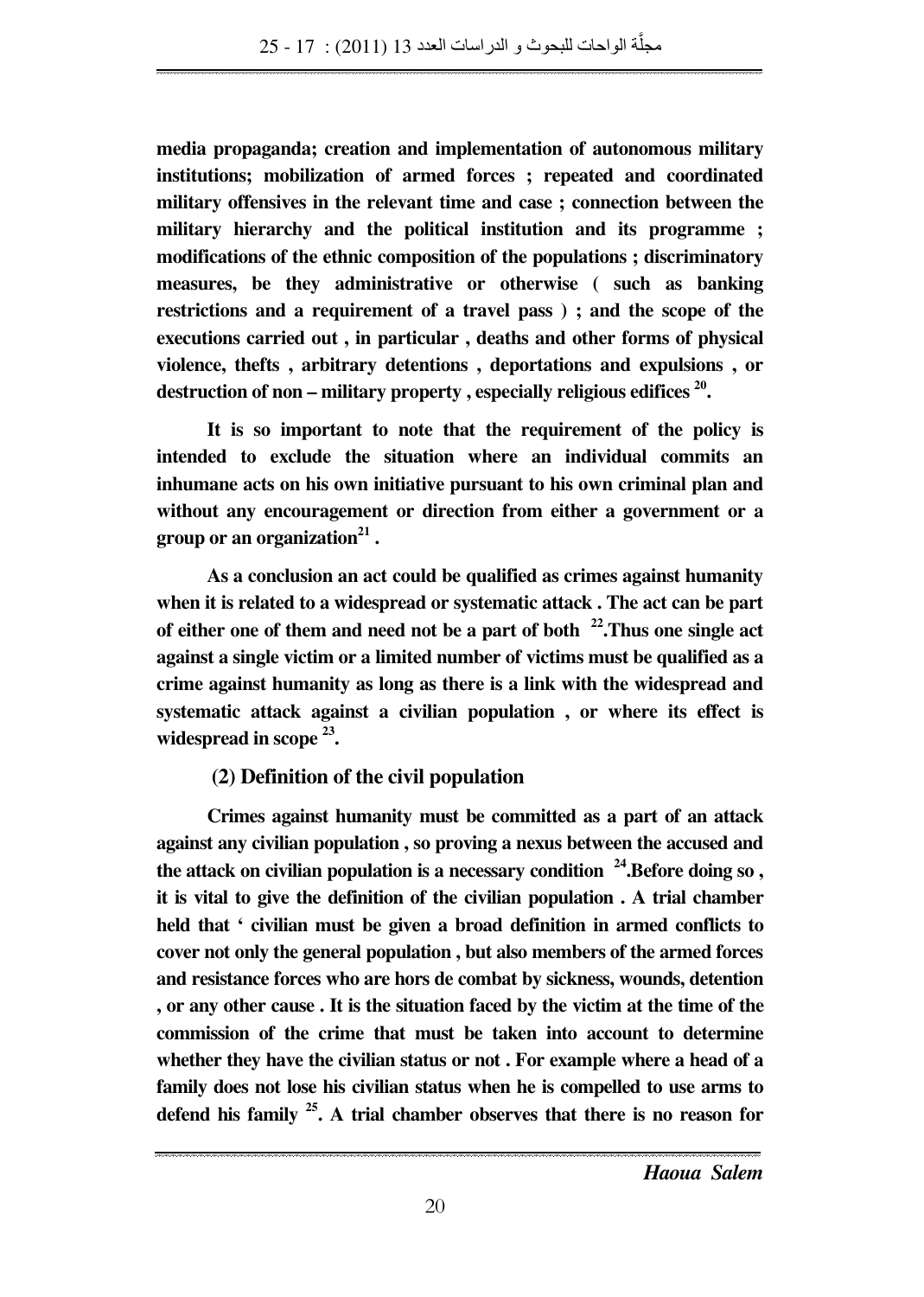media propaganda; creation and implementation of autonomous military institutions; mobilization of armed forces ; repeated and coordinated military offensives in the relevant time and case ; connection between the military hierarchy and the political institution and its programme ; modifications of the ethnic composition of the populations ; discriminatory measures, be they administrative or otherwise ( such as banking restrictions and a requirement of a travel pass ) ; and the scope of the executions carried out , in particular , deaths and other forms of physical violence, thefts , arbitrary detentions , deportations and expulsions , or destruction of non – military property , especially religious edifices [20].

It is so important to note that the requirement of the policy is intended to exclude the situation where an individual commits an inhumane acts on his own initiative pursuant to his own criminal plan and without any encouragement or direction from either a government or a group or an organization[21] .

As a conclusion an act could be qualified as crimes against humanity when it is related to a widespread or systematic attack . The act can be part of either one of them and need not be a part of both [22].Thus one single act against a single victim or a limited number of victims must be qualified as a crime against humanity as long as there is a link with the widespread and systematic attack against a civilian population , or where its effect is widespread in scope [23].

### (2) Definition of the civil population

Crimes against humanity must be committed as a part of an attack against any civilian population , so proving a nexus between the accused and the attack on civilian population is a necessary condition [24].Before doing so , it is vital to give the definition of the civilian population . A trial chamber held that ' civilian must be given a broad definition in armed conflicts to cover not only the general population , but also members of the armed forces and resistance forces who are hors de combat by sickness, wounds, detention , or any other cause . It is the situation faced by the victim at the time of the commission of the crime that must be taken into account to determine whether they have the civilian status or not . For example where a head of a family does not lose his civilian status when he is compelled to use arms to defend his family [25]. A trial chamber observes that there is no reason for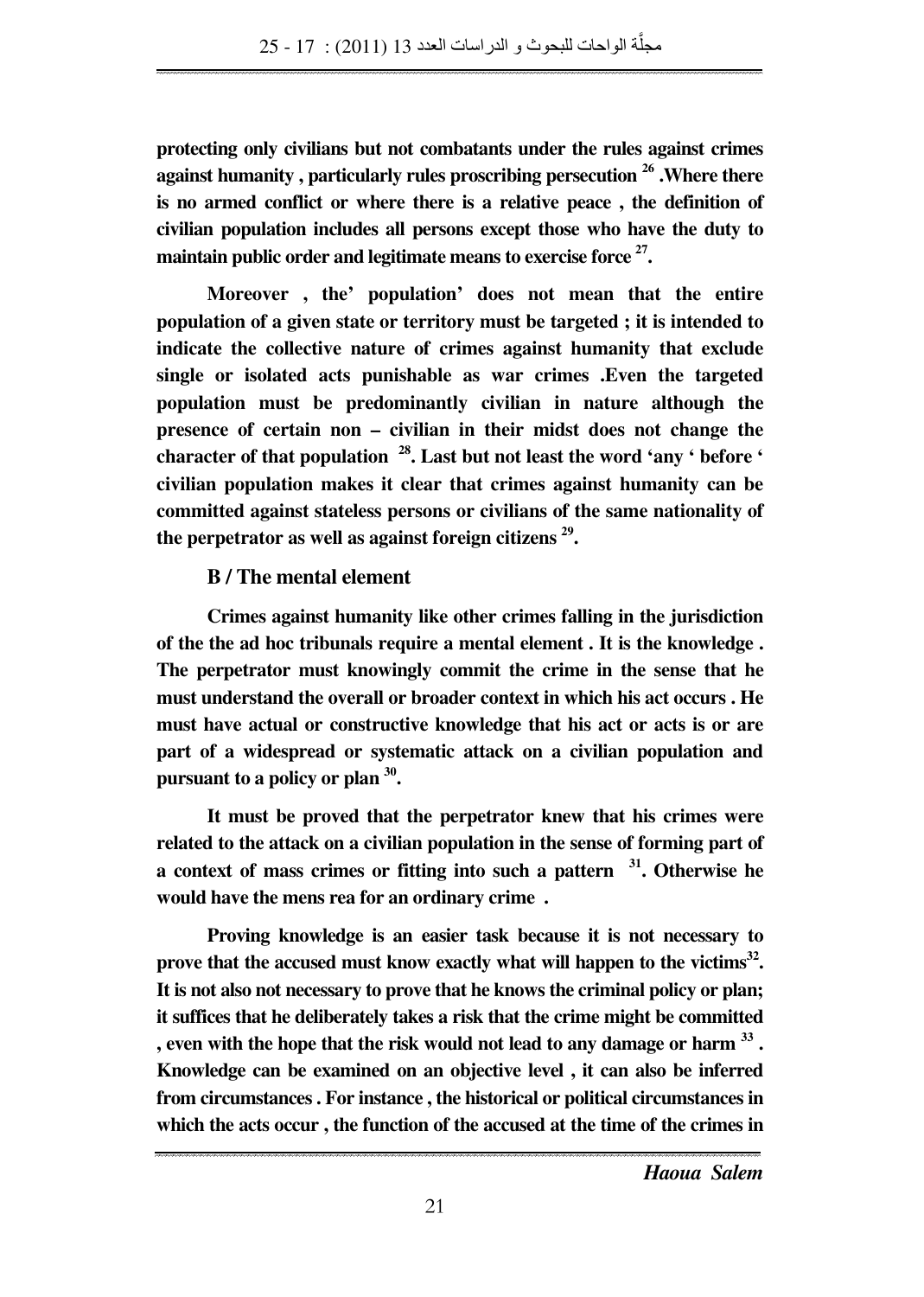protecting only civilians but not combatants under the rules against crimes against humanity , particularly rules proscribing persecution [26] .Where there is no armed conflict or where there is a relative peace , the definition of civilian population includes all persons except those who have the duty to maintain public order and legitimate means to exercise force [27].

Moreover , the' population' does not mean that the entire population of a given state or territory must be targeted ; it is intended to indicate the collective nature of crimes against humanity that exclude single or isolated acts punishable as war crimes .Even the targeted population must be predominantly civilian in nature although the presence of certain non – civilian in their midst does not change the character of that population [28]. Last but not least the word 'any ' before ' civilian population makes it clear that crimes against humanity can be committed against stateless persons or civilians of the same nationality of the perpetrator as well as against foreign citizens [29].

### B / The mental element

Crimes against humanity like other crimes falling in the jurisdiction of the the ad hoc tribunals require a mental element . It is the knowledge . The perpetrator must knowingly commit the crime in the sense that he must understand the overall or broader context in which his act occurs . He must have actual or constructive knowledge that his act or acts is or are part of a widespread or systematic attack on a civilian population and pursuant to a policy or plan [30].

It must be proved that the perpetrator knew that his crimes were related to the attack on a civilian population in the sense of forming part of a context of mass crimes or fitting into such a pattern [31]. Otherwise he would have the mens rea for an ordinary crime .

Proving knowledge is an easier task because it is not necessary to prove that the accused must know exactly what will happen to the victims[32]. It is not also not necessary to prove that he knows the criminal policy or plan; it suffices that he deliberately takes a risk that the crime might be committed , even with the hope that the risk would not lead to any damage or harm [33] . Knowledge can be examined on an objective level , it can also be inferred from circumstances . For instance , the historical or political circumstances in which the acts occur , the function of the accused at the time of the crimes in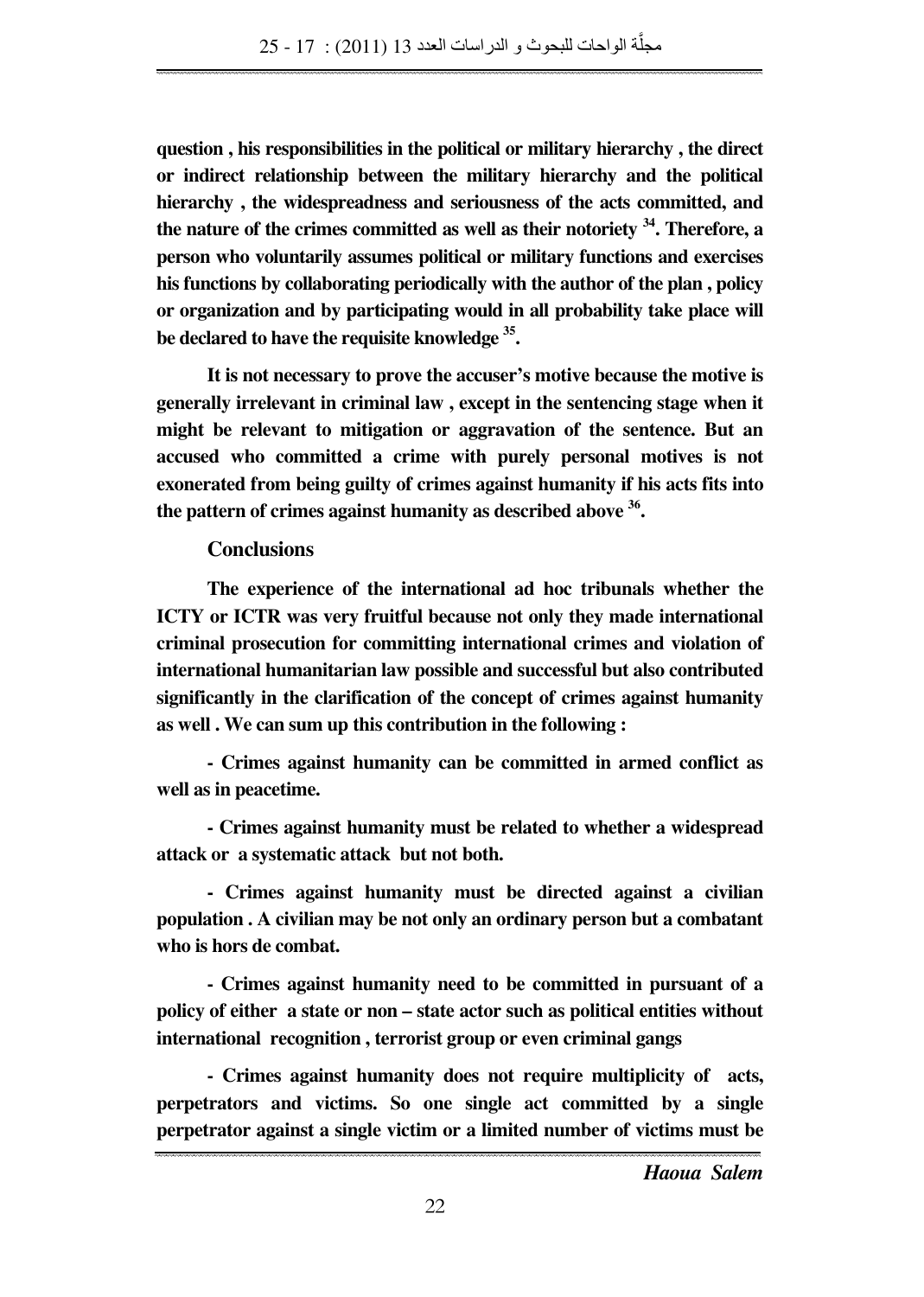**question , his responsibilities in the political or military hierarchy , the direct or indirect relationship between the military hierarchy and the political hierarchy , the widespreadness and seriousness of the acts committed, and the nature of the crimes committed as well as their notoriety [34]. Therefore, a person who voluntarily assumes political or military functions and exercises his functions by collaborating periodically with the author of the plan , policy or organization and by participating would in all probability take place will be declared to have the requisite knowledge [35].**

**It is not necessary to prove the accuser's motive because the motive is generally irrelevant in criminal law , except in the sentencing stage when it might be relevant to mitigation or aggravation of the sentence. But an accused who committed a crime with purely personal motives is not exonerated from being guilty of crimes against humanity if his acts fits into the pattern of crimes against humanity as described above [36].**

## Conclusions

**The experience of the international ad hoc tribunals whether the ICTY or ICTR was very fruitful because not only they made international criminal prosecution for committing international crimes and violation of international humanitarian law possible and successful but also contributed significantly in the clarification of the concept of crimes against humanity as well . We can sum up this contribution in the following :**

**- Crimes against humanity can be committed in armed conflict as well as in peacetime.**

**- Crimes against humanity must be related to whether a widespread attack or a systematic attack but not both.**

**- Crimes against humanity must be directed against a civilian population . A civilian may be not only an ordinary person but a combatant who is hors de combat.**

**- Crimes against humanity need to be committed in pursuant of a policy of either a state or non – state actor such as political entities without international recognition , terrorist group or even criminal gangs**

**- Crimes against humanity does not require multiplicity of acts, perpetrators and victims. So one single act committed by a single perpetrator against a single victim or a limited number of victims must be**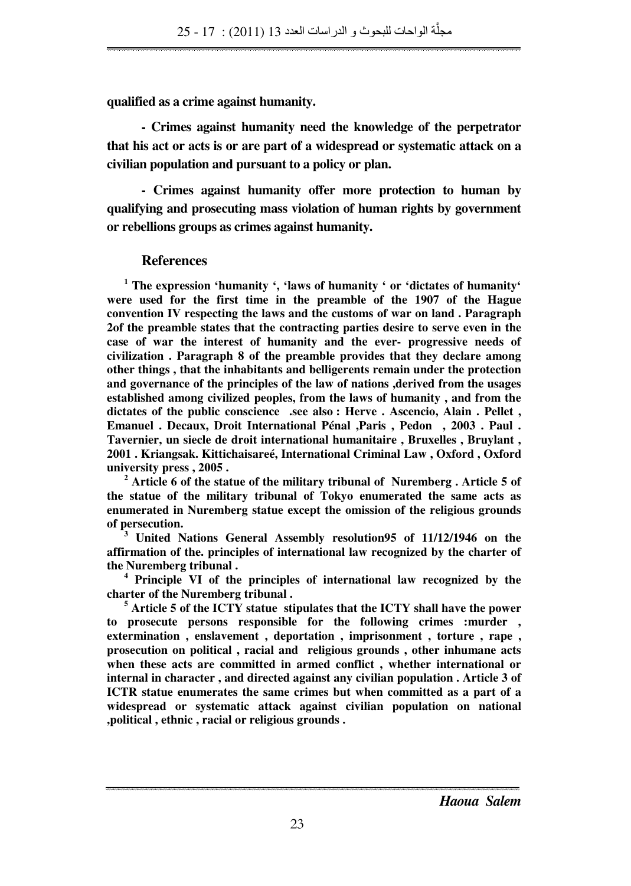**qualified as a crime against humanity.**

**- Crimes against humanity need the knowledge of the perpetrator that his act or acts is or are part of a widespread or systematic attack on a civilian population and pursuant to a policy or plan.**

**- Crimes against humanity offer more protection to human by qualifying and prosecuting mass violation of human rights by government or rebellions groups as crimes against humanity.**

## References

**[1] The expression 'humanity ', 'laws of humanity ' or 'dictates of humanity' were used for the first time in the preamble of the 1907 of the Hague convention IV respecting the laws and the customs of war on land . Paragraph 2of the preamble states that the contracting parties desire to serve even in the case of war the interest of humanity and the ever- progressive needs of civilization . Paragraph 8 of the preamble provides that they declare among other things , that the inhabitants and belligerents remain under the protection and governance of the principles of the law of nations ,derived from the usages established among civilized peoples, from the laws of humanity , and from the dictates of the public conscience .see also : Herve . Ascencio, Alain . Pellet , Emanuel . Decaux, Droit International Pénal ,Paris , Pedon , 2003 . Paul . Tavernier, un siecle de droit international humanitaire , Bruxelles , Bruylant , 2001 . Kriangsak. Kittichaisareé, International Criminal Law , Oxford , Oxford university press , 2005 .**

**[2] Article 6 of the statue of the military tribunal of Nuremberg . Article 5 of the statue of the military tribunal of Tokyo enumerated the same acts as enumerated in Nuremberg statue except the omission of the religious grounds of persecution.**

**[3] United Nations General Assembly resolution95 of 11/12/1946 on the affirmation of the. principles of international law recognized by the charter of the Nuremberg tribunal .**

**[4] Principle VI of the principles of international law recognized by the charter of the Nuremberg tribunal .**

**[5] Article 5 of the ICTY statue stipulates that the ICTY shall have the power to prosecute persons responsible for the following crimes :murder , extermination , enslavement , deportation , imprisonment , torture , rape , prosecution on political , racial and religious grounds , other inhumane acts when these acts are committed in armed conflict , whether international or internal in character , and directed against any civilian population . Article 3 of ICTR statue enumerates the same crimes but when committed as a part of a widespread or systematic attack against civilian population on national ,political , ethnic , racial or religious grounds .**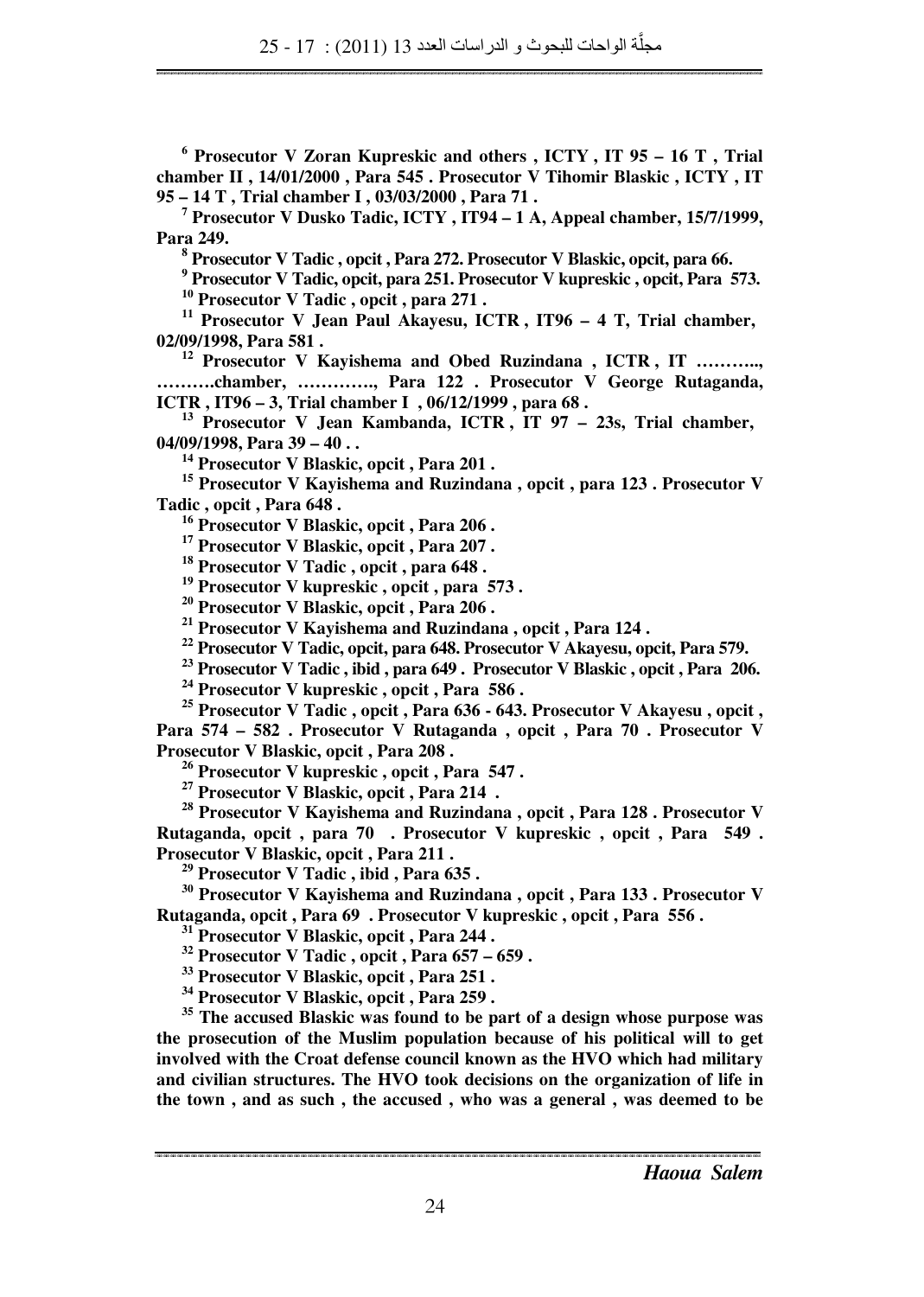[6] **Prosecutor V Zoran Kupreskic and others , ICTY , IT 95 – 16 T , Trial chamber II , 14/01/2000 , Para 545 . Prosecutor V Tihomir Blaskic , ICTY , IT 95 – 14 T , Trial chamber I , 03/03/2000 , Para 71 .**

[7] **Prosecutor V Dusko Tadic, ICTY , IT94 – 1 A, Appeal chamber, 15/7/1999, Para 249.**

[8] **Prosecutor V Tadic , opcit , Para 272. Prosecutor V Blaskic, opcit, para 66.**

[9] **Prosecutor V Tadic, opcit, para 251. Prosecutor V kupreskic , opcit, Para 573.**

[10] **Prosecutor V Tadic , opcit , para 271 .**

[11] **Prosecutor V Jean Paul Akayesu, ICTR , IT96 – 4 T, Trial chamber, 02/09/1998, Para 581 .**

[12] **Prosecutor V Kayishema and Obed Ruzindana , ICTR , IT ……….., ……….chamber, …………., Para 122 . Prosecutor V George Rutaganda, ICTR , IT96 – 3, Trial chamber I , 06/12/1999 , para 68 .**

[13] **Prosecutor V Jean Kambanda, ICTR , IT 97 – 23s, Trial chamber, 04/09/1998, Para 39 – 40 . .**

[14] **Prosecutor V Blaskic, opcit , Para 201 .**

[15] **Prosecutor V Kayishema and Ruzindana , opcit , para 123 . Prosecutor V Tadic , opcit , Para 648 .**

[16] **Prosecutor V Blaskic, opcit , Para 206 .**

[17] **Prosecutor V Blaskic, opcit , Para 207 .**

[18] **Prosecutor V Tadic , opcit , para 648 .**

[19] **Prosecutor V kupreskic , opcit , para 573 .**

[20] **Prosecutor V Blaskic, opcit , Para 206 .**

[21] **Prosecutor V Kayishema and Ruzindana , opcit , Para 124 .**

[22] **Prosecutor V Tadic, opcit, para 648. Prosecutor V Akayesu, opcit, Para 579.**

[23] **Prosecutor V Tadic , ibid , para 649 . Prosecutor V Blaskic , opcit , Para 206.**

[24] **Prosecutor V kupreskic , opcit , Para 586 .**

[25] **Prosecutor V Tadic , opcit , Para 636 - 643. Prosecutor V Akayesu , opcit , Para 574 – 582 . Prosecutor V Rutaganda , opcit , Para 70 . Prosecutor V Prosecutor V Blaskic, opcit , Para 208 .**

[26] **Prosecutor V kupreskic , opcit , Para 547 .**

[27] **Prosecutor V Blaskic, opcit , Para 214 .**

[28] **Prosecutor V Kayishema and Ruzindana , opcit , Para 128 . Prosecutor V Rutaganda, opcit , para 70 . Prosecutor V kupreskic , opcit , Para 549 . Prosecutor V Blaskic, opcit , Para 211 .**

[29] **Prosecutor V Tadic , ibid , Para 635 .**

[30] **Prosecutor V Kayishema and Ruzindana , opcit , Para 133 . Prosecutor V Rutaganda, opcit , Para 69 . Prosecutor V kupreskic , opcit , Para 556 .**

[31] **Prosecutor V Blaskic, opcit , Para 244 .**

[32] **Prosecutor V Tadic , opcit , Para 657 – 659 .**

[33] **Prosecutor V Blaskic, opcit , Para 251 .**

[34] **Prosecutor V Blaskic, opcit , Para 259 .**

[35] **The accused Blaskic was found to be part of a design whose purpose was the prosecution of the Muslim population because of his political will to get involved with the Croat defense council known as the HVO which had military and civilian structures. The HVO took decisions on the organization of life in the town , and as such , the accused , who was a general , was deemed to be**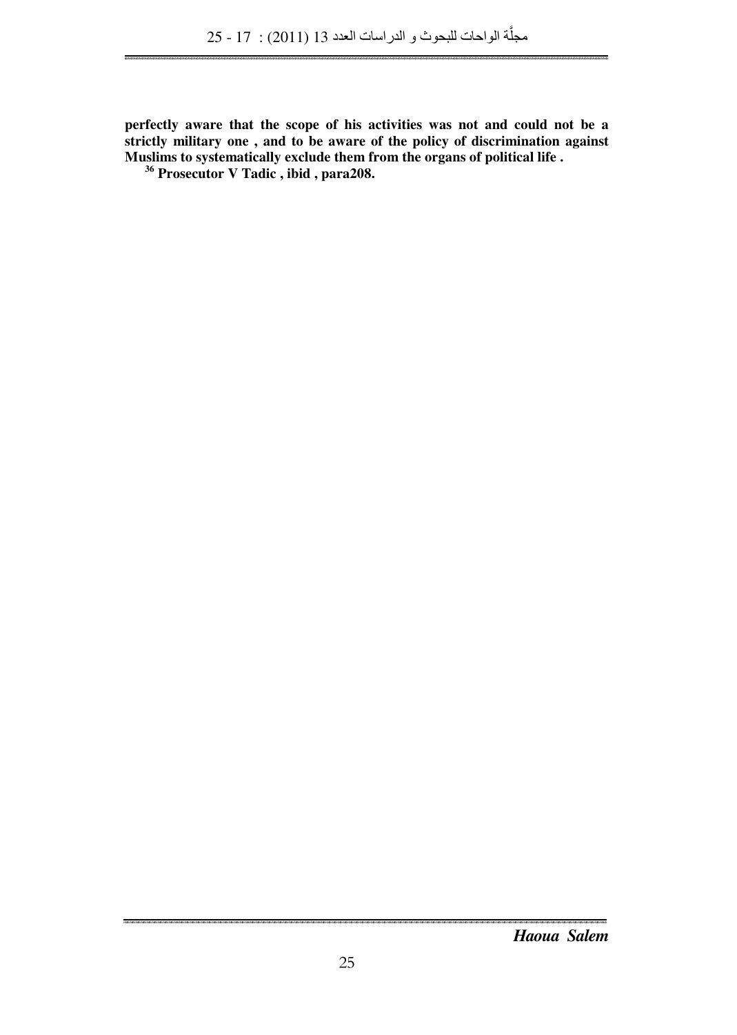**perfectly aware that the scope of his activities was not and could not be a strictly military one , and to be aware of the policy of discrimination against Muslims to systematically exclude them from the organs of political life .**

**[36] Prosecutor V Tadic , ibid , para208.**